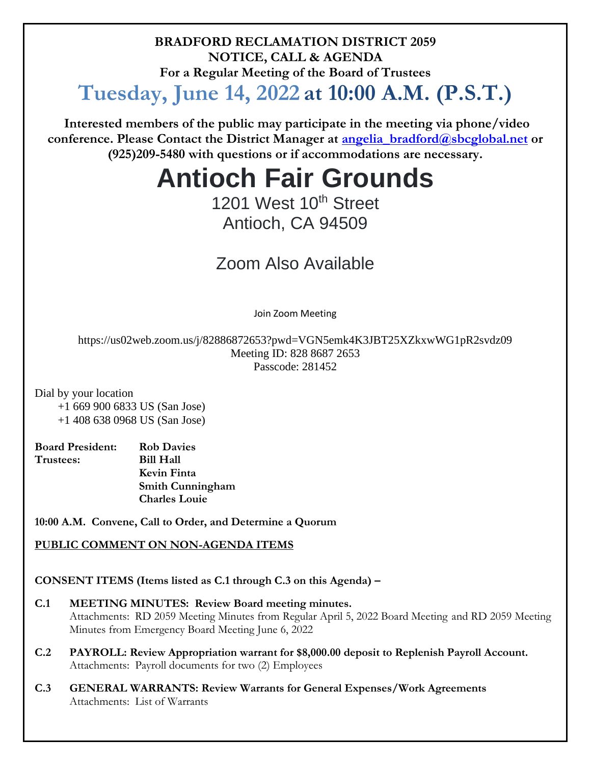**BRADFORD RECLAMATION DISTRICT 2059**
**NOTICE, CALL & AGENDA**
**For a Regular Meeting of the Board of Trustees**

# Tuesday, June 14, 2022 at 10:00 A.M. (P.S.T.)

**Interested members of the public may participate in the meeting via phone/video conference. Please Contact the District Manager at angelia_bradford@sbcglobal.net or (925)209-5480 with questions or if accommodations are necessary.**

# Antioch Fair Grounds

1201 West 10th Street
Antioch, CA 94509

Zoom Also Available

Join Zoom Meeting

https://us02web.zoom.us/j/82886872653?pwd=VGN5emk4K3JBT25XZkxwWG1pR2svdz09
Meeting ID: 828 8687 2653
Passcode: 281452

Dial by your location
+1 669 900 6833 US (San Jose)
+1 408 638 0968 US (San Jose)

**Board President:** **Rob Davies**
**Trustees:** **Bill Hall**
**Kevin Finta**
**Smith Cunningham**
**Charles Louie**

**10:00 A.M. Convene, Call to Order, and Determine a Quorum**

**PUBLIC COMMENT ON NON-AGENDA ITEMS**

**CONSENT ITEMS (Items listed as C.1 through C.3 on this Agenda) –**

**C.1 MEETING MINUTES: Review Board meeting minutes.**
Attachments: RD 2059 Meeting Minutes from Regular April 5, 2022 Board Meeting and RD 2059 Meeting Minutes from Emergency Board Meeting June 6, 2022

**C.2 PAYROLL: Review Appropriation warrant for $8,000.00 deposit to Replenish Payroll Account.**
Attachments: Payroll documents for two (2) Employees

**C.3 GENERAL WARRANTS: Review Warrants for General Expenses/Work Agreements**
Attachments: List of Warrants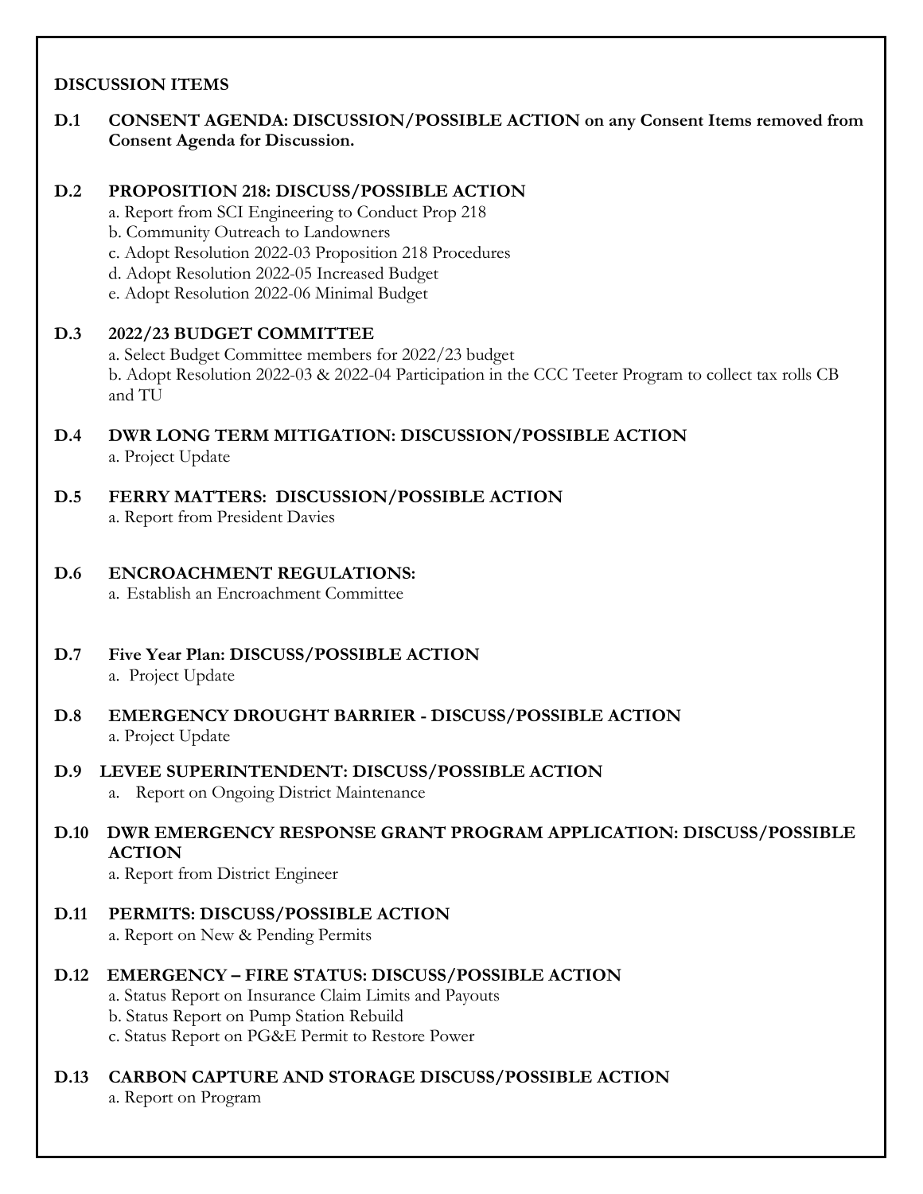**DISCUSSION ITEMS**

**D.1 CONSENT AGENDA: DISCUSSION/POSSIBLE ACTION on any Consent Items removed from Consent Agenda for Discussion.**

**D.2 PROPOSITION 218: DISCUSS/POSSIBLE ACTION**

a. Report from SCI Engineering to Conduct Prop 218
b. Community Outreach to Landowners
c. Adopt Resolution 2022-03 Proposition 218 Procedures
d. Adopt Resolution 2022-05 Increased Budget
e. Adopt Resolution 2022-06 Minimal Budget

**D.3 2022/23 BUDGET COMMITTEE**

a. Select Budget Committee members for 2022/23 budget
b. Adopt Resolution 2022-03 & 2022-04 Participation in the CCC Teeter Program to collect tax rolls CB and TU

**D.4 DWR LONG TERM MITIGATION: DISCUSSION/POSSIBLE ACTION**

a. Project Update

**D.5 FERRY MATTERS: DISCUSSION/POSSIBLE ACTION**

a. Report from President Davies

**D.6 ENCROACHMENT REGULATIONS:**

a. Establish an Encroachment Committee

**D.7 Five Year Plan: DISCUSS/POSSIBLE ACTION**

a. Project Update

**D.8 EMERGENCY DROUGHT BARRIER - DISCUSS/POSSIBLE ACTION**

a. Project Update

**D.9 LEVEE SUPERINTENDENT: DISCUSS/POSSIBLE ACTION**

a. Report on Ongoing District Maintenance

**D.10 DWR EMERGENCY RESPONSE GRANT PROGRAM APPLICATION: DISCUSS/POSSIBLE ACTION**

a. Report from District Engineer

**D.11 PERMITS: DISCUSS/POSSIBLE ACTION**

a. Report on New & Pending Permits

**D.12 EMERGENCY – FIRE STATUS: DISCUSS/POSSIBLE ACTION**

a. Status Report on Insurance Claim Limits and Payouts
b. Status Report on Pump Station Rebuild
c. Status Report on PG&E Permit to Restore Power

**D.13 CARBON CAPTURE AND STORAGE DISCUSS/POSSIBLE ACTION**

a. Report on Program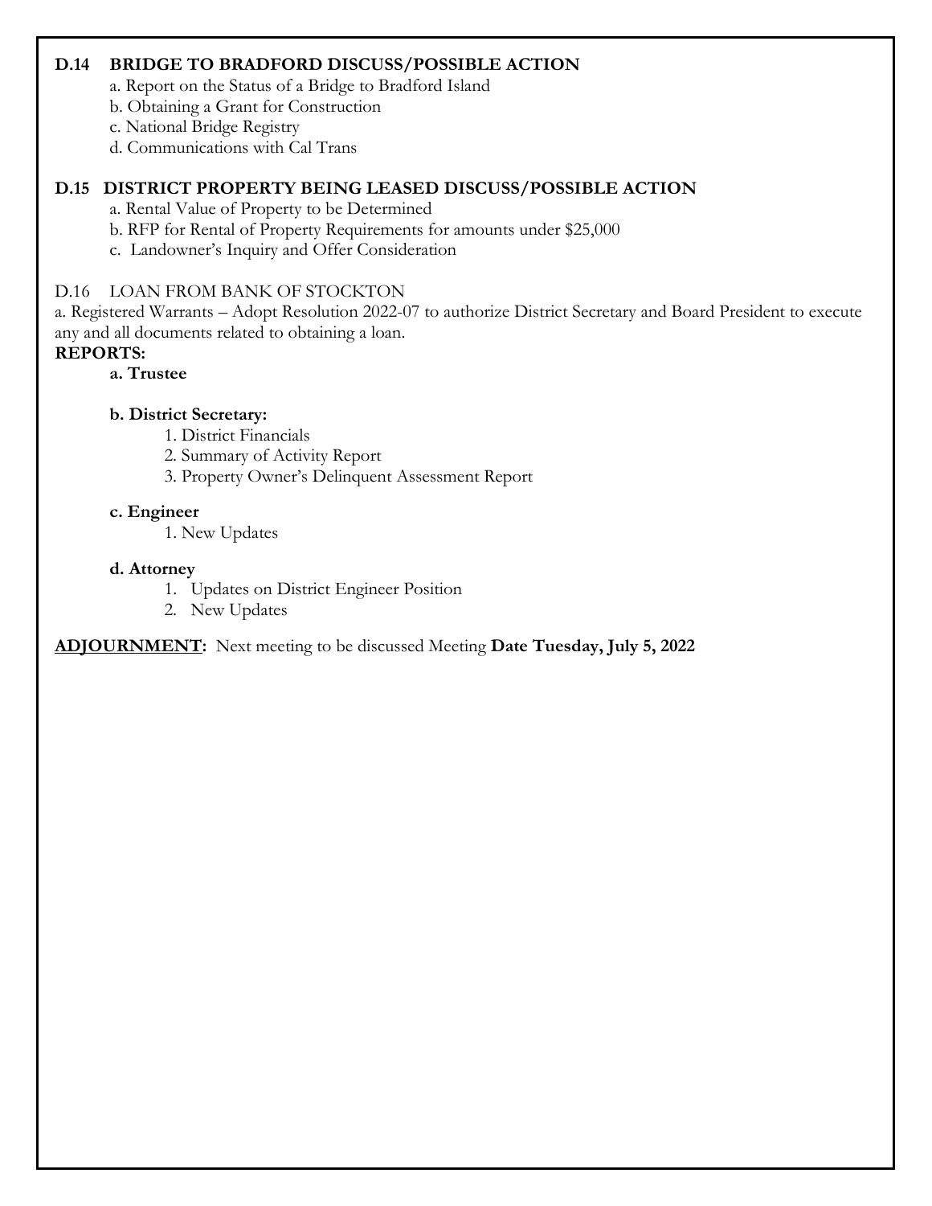**D.14 BRIDGE TO BRADFORD DISCUSS/POSSIBLE ACTION**

a. Report on the Status of a Bridge to Bradford Island
b. Obtaining a Grant for Construction
c. National Bridge Registry
d. Communications with Cal Trans

**D.15 DISTRICT PROPERTY BEING LEASED DISCUSS/POSSIBLE ACTION**

a. Rental Value of Property to be Determined
b. RFP for Rental of Property Requirements for amounts under $25,000
c. Landowner's Inquiry and Offer Consideration

D.16 LOAN FROM BANK OF STOCKTON

a. Registered Warrants – Adopt Resolution 2022-07 to authorize District Secretary and Board President to execute any and all documents related to obtaining a loan.

**REPORTS:**

**a. Trustee**

**b. District Secretary:**

1. District Financials
2. Summary of Activity Report
3. Property Owner's Delinquent Assessment Report

**c. Engineer**

1. New Updates

**d. Attorney**

1. Updates on District Engineer Position
2. New Updates

**ADJOURNMENT:** Next meeting to be discussed Meeting **Date Tuesday, July 5, 2022**